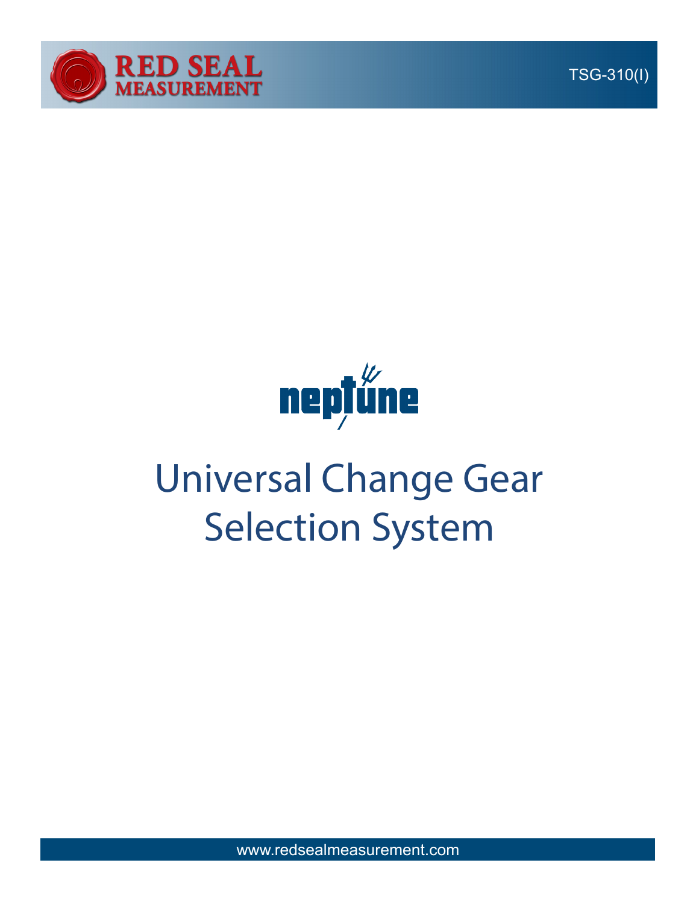RED SEAL MEASUREMENT

TSG-310(I)

neptune

# Universal Change Gear Selection System

www.redsealmeasurement.com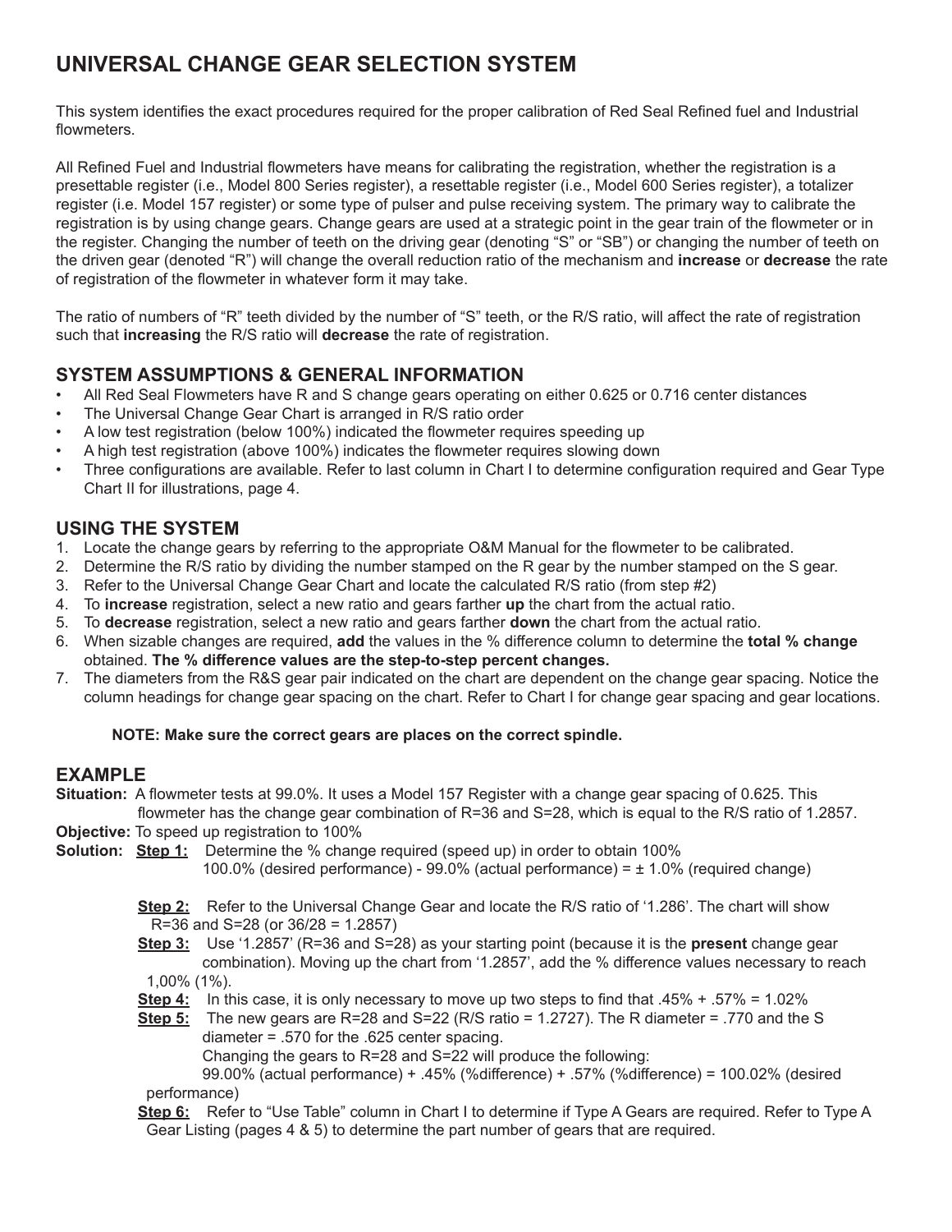# UNIVERSAL CHANGE GEAR SELECTION SYSTEM

This system identifies the exact procedures required for the proper calibration of Red Seal Refined fuel and Industrial flowmeters.

All Refined Fuel and Industrial flowmeters have means for calibrating the registration, whether the registration is a presettable register (i.e., Model 800 Series register), a resettable register (i.e., Model 600 Series register), a totalizer register (i.e. Model 157 register) or some type of pulser and pulse receiving system. The primary way to calibrate the registration is by using change gears. Change gears are used at a strategic point in the gear train of the flowmeter or in the register. Changing the number of teeth on the driving gear (denoting "S" or "SB") or changing the number of teeth on the driven gear (denoted "R") will change the overall reduction ratio of the mechanism and **increase** or **decrease** the rate of registration of the flowmeter in whatever form it may take.

The ratio of numbers of "R" teeth divided by the number of "S" teeth, or the R/S ratio, will affect the rate of registration such that **increasing** the R/S ratio will **decrease** the rate of registration.

## SYSTEM ASSUMPTIONS & GENERAL INFORMATION

- All Red Seal Flowmeters have R and S change gears operating on either 0.625 or 0.716 center distances
- The Universal Change Gear Chart is arranged in R/S ratio order
- A low test registration (below 100%) indicated the flowmeter requires speeding up
- A high test registration (above 100%) indicates the flowmeter requires slowing down
- Three configurations are available. Refer to last column in Chart I to determine configuration required and Gear Type Chart II for illustrations, page 4.

## USING THE SYSTEM

1. Locate the change gears by referring to the appropriate O&M Manual for the flowmeter to be calibrated.
2. Determine the R/S ratio by dividing the number stamped on the R gear by the number stamped on the S gear.
3. Refer to the Universal Change Gear Chart and locate the calculated R/S ratio (from step #2)
4. To **increase** registration, select a new ratio and gears farther **up** the chart from the actual ratio.
5. To **decrease** registration, select a new ratio and gears farther **down** the chart from the actual ratio.
6. When sizable changes are required, **add** the values in the % difference column to determine the **total % change** obtained. **The % difference values are the step-to-step percent changes.**
7. The diameters from the R&S gear pair indicated on the chart are dependent on the change gear spacing. Notice the column headings for change gear spacing on the chart. Refer to Chart I for change gear spacing and gear locations.

**NOTE: Make sure the correct gears are places on the correct spindle.**

## EXAMPLE

**Situation:** A flowmeter tests at 99.0%. It uses a Model 157 Register with a change gear spacing of 0.625. This flowmeter has the change gear combination of R=36 and S=28, which is equal to the R/S ratio of 1.2857.

**Objective:** To speed up registration to 100%

**Solution:** **Step 1:** Determine the % change required (speed up) in order to obtain 100%
100.0% (desired performance) - 99.0% (actual performance) = ± 1.0% (required change)

**Step 2:** Refer to the Universal Change Gear and locate the R/S ratio of '1.286'. The chart will show R=36 and S=28 (or 36/28 = 1.2857)

**Step 3:** Use '1.2857' (R=36 and S=28) as your starting point (because it is the **present** change gear combination). Moving up the chart from '1.2857', add the % difference values necessary to reach 1,00% (1%).

**Step 4:** In this case, it is only necessary to move up two steps to find that .45% + .57% = 1.02%

**Step 5:** The new gears are R=28 and S=22 (R/S ratio = 1.2727). The R diameter = .770 and the S diameter = .570 for the .625 center spacing.
Changing the gears to R=28 and S=22 will produce the following:
99.00% (actual performance) + .45% (%difference) + .57% (%difference) = 100.02% (desired performance)

**Step 6:** Refer to "Use Table" column in Chart I to determine if Type A Gears are required. Refer to Type A Gear Listing (pages 4 & 5) to determine the part number of gears that are required.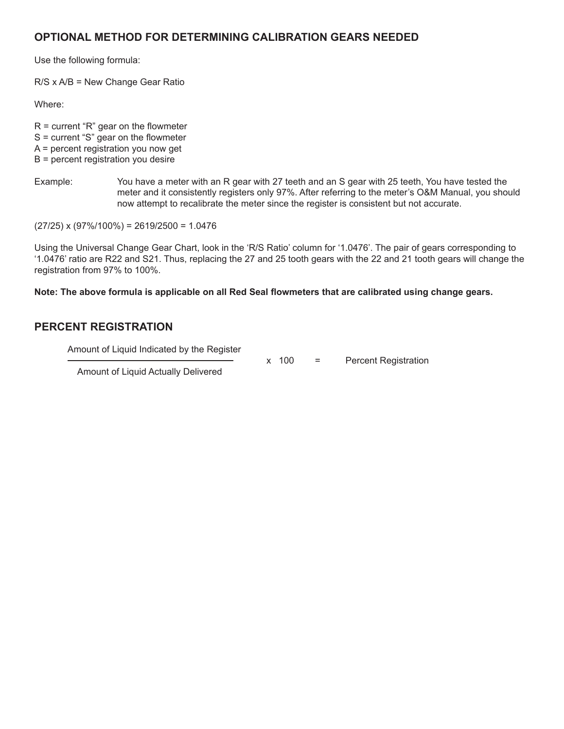## OPTIONAL METHOD FOR DETERMINING CALIBRATION GEARS NEEDED

Use the following formula:

R/S x A/B = New Change Gear Ratio

Where:

R = current “R” gear on the flowmeter
S = current “S” gear on the flowmeter
A = percent registration you now get
B = percent registration you desire

Example: You have a meter with an R gear with 27 teeth and an S gear with 25 teeth, You have tested the meter and it consistently registers only 97%. After referring to the meter’s O&M Manual, you should now attempt to recalibrate the meter since the register is consistent but not accurate.

(27/25) x (97%/100%) = 2619/2500 = 1.0476

Using the Universal Change Gear Chart, look in the ‘R/S Ratio’ column for ‘1.0476’. The pair of gears corresponding to ‘1.0476’ ratio are R22 and S21. Thus, replacing the 27 and 25 tooth gears with the 22 and 21 tooth gears will change the registration from 97% to 100%.

**Note: The above formula is applicable on all Red Seal flowmeters that are calibrated using change gears.**

## PERCENT REGISTRATION

$$\frac{\text{Amount of Liquid Indicated by the Register}}{\text{Amount of Liquid Actually Delivered}} \times 100 = \text{Percent Registration}$$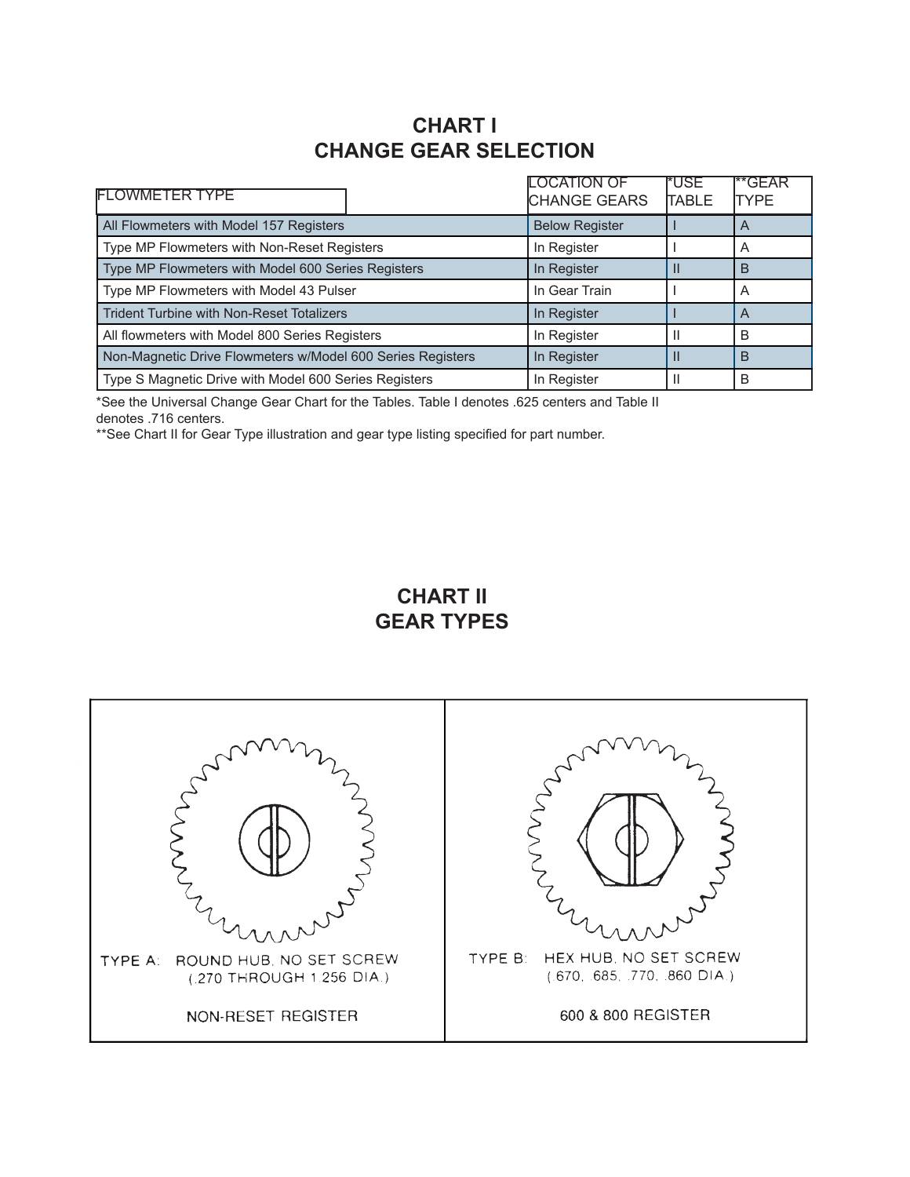# CHART I
# CHANGE GEAR SELECTION

| FLOWMETER TYPE | LOCATION OF CHANGE GEARS | *USE TABLE | **GEAR TYPE |
|---|---|---|---|
| All Flowmeters with Model 157 Registers | Below Register | I | A |
| Type MP Flowmeters with Non-Reset Registers | In Register | I | A |
| Type MP Flowmeters with Model 600 Series Registers | In Register | II | B |
| Type MP Flowmeters with Model 43 Pulser | In Gear Train | I | A |
| Trident Turbine with Non-Reset Totalizers | In Register | I | A |
| All flowmeters with Model 800 Series Registers | In Register | II | B |
| Non-Magnetic Drive Flowmeters w/Model 600 Series Registers | In Register | II | B |
| Type S Magnetic Drive with Model 600 Series Registers | In Register | II | B |

*See the Universal Change Gear Chart for the Tables. Table I denotes .625 centers and Table II denotes .716 centers.

**See Chart II for Gear Type illustration and gear type listing specified for part number.

# CHART II
# GEAR TYPES

TYPE A: ROUND HUB, NO SET SCREW (.270 THROUGH 1.256 DIA.)

NON-RESET REGISTER

TYPE B: HEX HUB, NO SET SCREW (.670, .685, .770, .860 DIA.)

600 & 800 REGISTER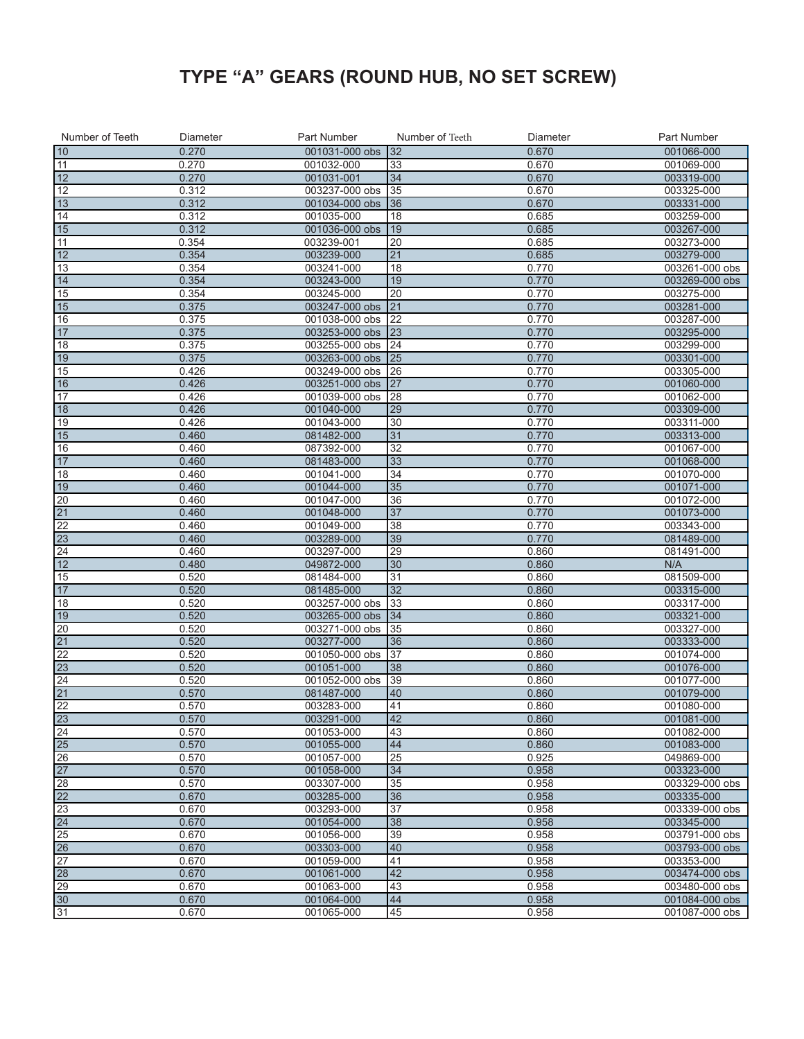# TYPE "A" GEARS (ROUND HUB, NO SET SCREW)

| Number of Teeth | Diameter | Part Number | Number of Teeth | Diameter | Part Number |
|---|---|---|---|---|---|
| 10 | 0.270 | 001031-000 obs | 32 | 0.670 | 001066-000 |
| 11 | 0.270 | 001032-000 | 33 | 0.670 | 001069-000 |
| 12 | 0.270 | 001031-001 | 34 | 0.670 | 003319-000 |
| 12 | 0.312 | 003237-000 obs | 35 | 0.670 | 003325-000 |
| 13 | 0.312 | 001034-000 obs | 36 | 0.670 | 003331-000 |
| 14 | 0.312 | 001035-000 | 18 | 0.685 | 003259-000 |
| 15 | 0.312 | 001036-000 obs | 19 | 0.685 | 003267-000 |
| 11 | 0.354 | 003239-001 | 20 | 0.685 | 003273-000 |
| 12 | 0.354 | 003239-000 | 21 | 0.685 | 003279-000 |
| 13 | 0.354 | 003241-000 | 18 | 0.770 | 003261-000 obs |
| 14 | 0.354 | 003243-000 | 19 | 0.770 | 003269-000 obs |
| 15 | 0.354 | 003245-000 | 20 | 0.770 | 003275-000 |
| 15 | 0.375 | 003247-000 obs | 21 | 0.770 | 003281-000 |
| 16 | 0.375 | 001038-000 obs | 22 | 0.770 | 003287-000 |
| 17 | 0.375 | 003253-000 obs | 23 | 0.770 | 003295-000 |
| 18 | 0.375 | 003255-000 obs | 24 | 0.770 | 003299-000 |
| 19 | 0.375 | 003263-000 obs | 25 | 0.770 | 003301-000 |
| 15 | 0.426 | 003249-000 obs | 26 | 0.770 | 003305-000 |
| 16 | 0.426 | 003251-000 obs | 27 | 0.770 | 001060-000 |
| 17 | 0.426 | 001039-000 obs | 28 | 0.770 | 001062-000 |
| 18 | 0.426 | 001040-000 | 29 | 0.770 | 003309-000 |
| 19 | 0.426 | 001043-000 | 30 | 0.770 | 003311-000 |
| 15 | 0.460 | 081482-000 | 31 | 0.770 | 003313-000 |
| 16 | 0.460 | 087392-000 | 32 | 0.770 | 001067-000 |
| 17 | 0.460 | 081483-000 | 33 | 0.770 | 001068-000 |
| 18 | 0.460 | 001041-000 | 34 | 0.770 | 001070-000 |
| 19 | 0.460 | 001044-000 | 35 | 0.770 | 001071-000 |
| 20 | 0.460 | 001047-000 | 36 | 0.770 | 001072-000 |
| 21 | 0.460 | 001048-000 | 37 | 0.770 | 001073-000 |
| 22 | 0.460 | 001049-000 | 38 | 0.770 | 003343-000 |
| 23 | 0.460 | 003289-000 | 39 | 0.770 | 081489-000 |
| 24 | 0.460 | 003297-000 | 29 | 0.860 | 081491-000 |
| 12 | 0.480 | 049872-000 | 30 | 0.860 | N/A |
| 15 | 0.520 | 081484-000 | 31 | 0.860 | 081509-000 |
| 17 | 0.520 | 081485-000 | 32 | 0.860 | 003315-000 |
| 18 | 0.520 | 003257-000 obs | 33 | 0.860 | 003317-000 |
| 19 | 0.520 | 003265-000 obs | 34 | 0.860 | 003321-000 |
| 20 | 0.520 | 003271-000 obs | 35 | 0.860 | 003327-000 |
| 21 | 0.520 | 003277-000 | 36 | 0.860 | 003333-000 |
| 22 | 0.520 | 001050-000 obs | 37 | 0.860 | 001074-000 |
| 23 | 0.520 | 001051-000 | 38 | 0.860 | 001076-000 |
| 24 | 0.520 | 001052-000 obs | 39 | 0.860 | 001077-000 |
| 21 | 0.570 | 081487-000 | 40 | 0.860 | 001079-000 |
| 22 | 0.570 | 003283-000 | 41 | 0.860 | 001080-000 |
| 23 | 0.570 | 003291-000 | 42 | 0.860 | 001081-000 |
| 24 | 0.570 | 001053-000 | 43 | 0.860 | 001082-000 |
| 25 | 0.570 | 001055-000 | 44 | 0.860 | 001083-000 |
| 26 | 0.570 | 001057-000 | 25 | 0.925 | 049869-000 |
| 27 | 0.570 | 001058-000 | 34 | 0.958 | 003323-000 |
| 28 | 0.570 | 003307-000 | 35 | 0.958 | 003329-000 obs |
| 22 | 0.670 | 003285-000 | 36 | 0.958 | 003335-000 |
| 23 | 0.670 | 003293-000 | 37 | 0.958 | 003339-000 obs |
| 24 | 0.670 | 001054-000 | 38 | 0.958 | 003345-000 |
| 25 | 0.670 | 001056-000 | 39 | 0.958 | 003791-000 obs |
| 26 | 0.670 | 003303-000 | 40 | 0.958 | 003793-000 obs |
| 27 | 0.670 | 001059-000 | 41 | 0.958 | 003353-000 |
| 28 | 0.670 | 001061-000 | 42 | 0.958 | 003474-000 obs |
| 29 | 0.670 | 001063-000 | 43 | 0.958 | 003480-000 obs |
| 30 | 0.670 | 001064-000 | 44 | 0.958 | 001084-000 obs |
| 31 | 0.670 | 001065-000 | 45 | 0.958 | 001087-000 obs |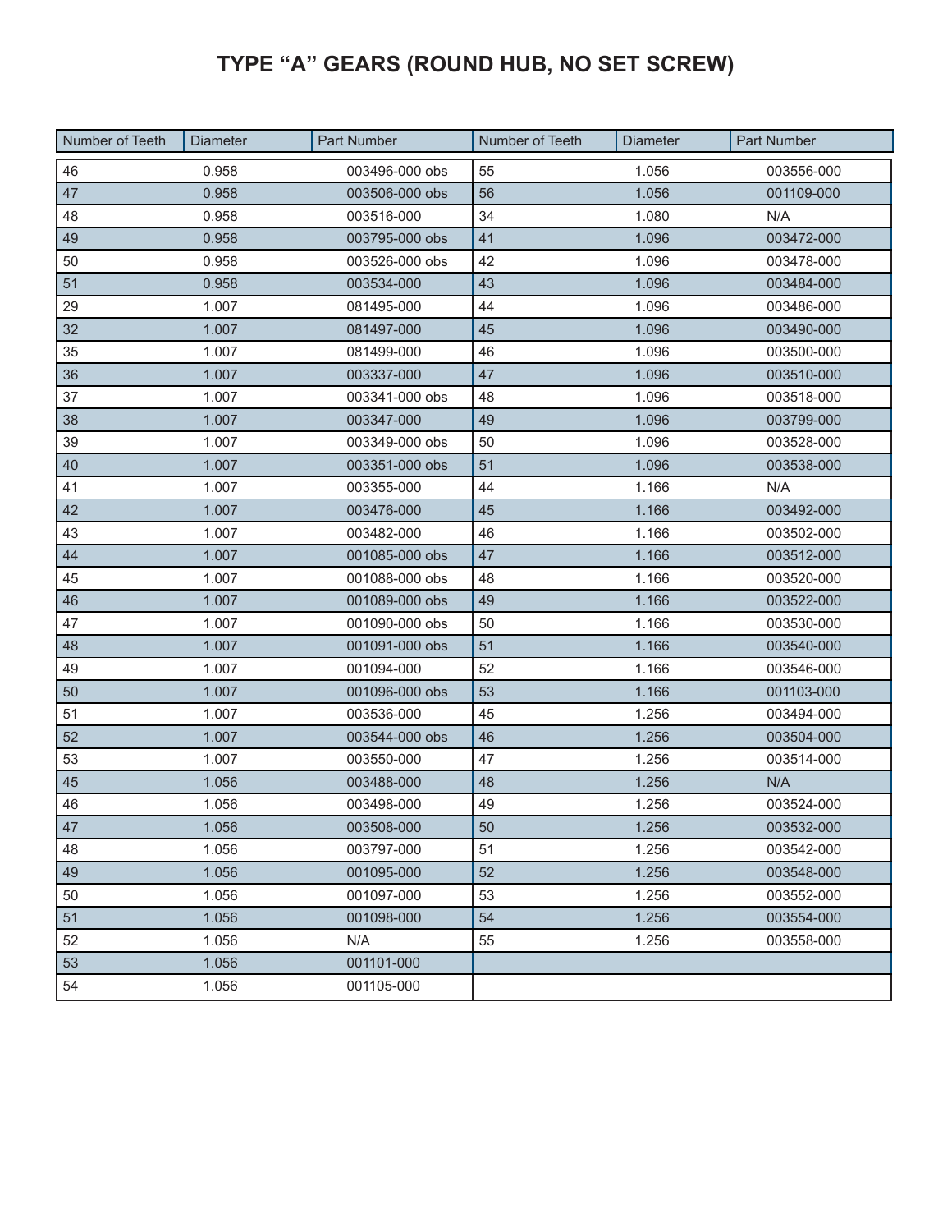# TYPE "A" GEARS (ROUND HUB, NO SET SCREW)

| Number of Teeth | Diameter | Part Number | Number of Teeth | Diameter | Part Number |
|---|---|---|---|---|---|
| 46 | 0.958 | 003496-000 obs | 55 | 1.056 | 003556-000 |
| 47 | 0.958 | 003506-000 obs | 56 | 1.056 | 001109-000 |
| 48 | 0.958 | 003516-000 | 34 | 1.080 | N/A |
| 49 | 0.958 | 003795-000 obs | 41 | 1.096 | 003472-000 |
| 50 | 0.958 | 003526-000 obs | 42 | 1.096 | 003478-000 |
| 51 | 0.958 | 003534-000 | 43 | 1.096 | 003484-000 |
| 29 | 1.007 | 081495-000 | 44 | 1.096 | 003486-000 |
| 32 | 1.007 | 081497-000 | 45 | 1.096 | 003490-000 |
| 35 | 1.007 | 081499-000 | 46 | 1.096 | 003500-000 |
| 36 | 1.007 | 003337-000 | 47 | 1.096 | 003510-000 |
| 37 | 1.007 | 003341-000 obs | 48 | 1.096 | 003518-000 |
| 38 | 1.007 | 003347-000 | 49 | 1.096 | 003799-000 |
| 39 | 1.007 | 003349-000 obs | 50 | 1.096 | 003528-000 |
| 40 | 1.007 | 003351-000 obs | 51 | 1.096 | 003538-000 |
| 41 | 1.007 | 003355-000 | 44 | 1.166 | N/A |
| 42 | 1.007 | 003476-000 | 45 | 1.166 | 003492-000 |
| 43 | 1.007 | 003482-000 | 46 | 1.166 | 003502-000 |
| 44 | 1.007 | 001085-000 obs | 47 | 1.166 | 003512-000 |
| 45 | 1.007 | 001088-000 obs | 48 | 1.166 | 003520-000 |
| 46 | 1.007 | 001089-000 obs | 49 | 1.166 | 003522-000 |
| 47 | 1.007 | 001090-000 obs | 50 | 1.166 | 003530-000 |
| 48 | 1.007 | 001091-000 obs | 51 | 1.166 | 003540-000 |
| 49 | 1.007 | 001094-000 | 52 | 1.166 | 003546-000 |
| 50 | 1.007 | 001096-000 obs | 53 | 1.166 | 001103-000 |
| 51 | 1.007 | 003536-000 | 45 | 1.256 | 003494-000 |
| 52 | 1.007 | 003544-000 obs | 46 | 1.256 | 003504-000 |
| 53 | 1.007 | 003550-000 | 47 | 1.256 | 003514-000 |
| 45 | 1.056 | 003488-000 | 48 | 1.256 | N/A |
| 46 | 1.056 | 003498-000 | 49 | 1.256 | 003524-000 |
| 47 | 1.056 | 003508-000 | 50 | 1.256 | 003532-000 |
| 48 | 1.056 | 003797-000 | 51 | 1.256 | 003542-000 |
| 49 | 1.056 | 001095-000 | 52 | 1.256 | 003548-000 |
| 50 | 1.056 | 001097-000 | 53 | 1.256 | 003552-000 |
| 51 | 1.056 | 001098-000 | 54 | 1.256 | 003554-000 |
| 52 | 1.056 | N/A | 55 | 1.256 | 003558-000 |
| 53 | 1.056 | 001101-000 | | | |
| 54 | 1.056 | 001105-000 | | | |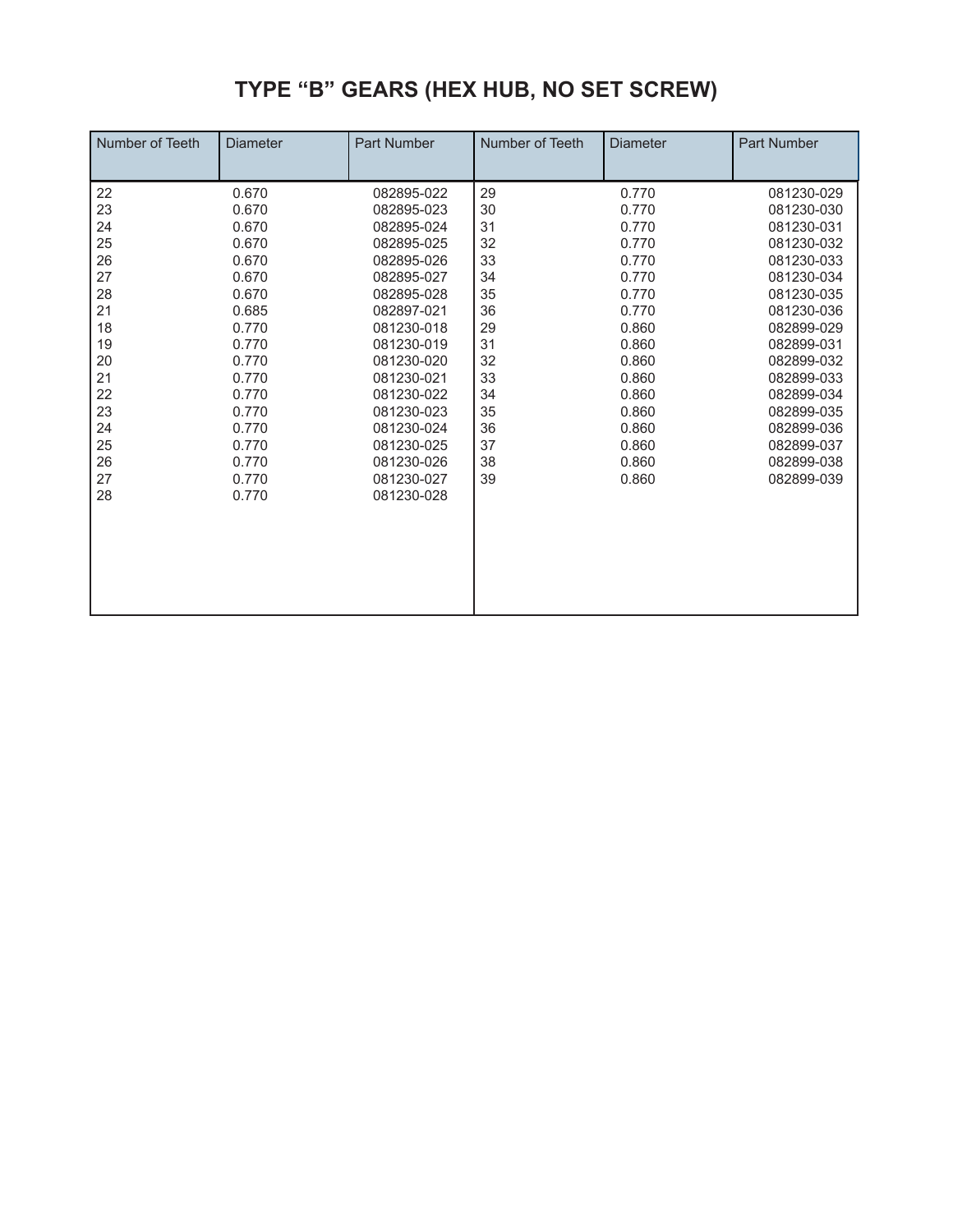# TYPE "B" GEARS (HEX HUB, NO SET SCREW)

| Number of Teeth | Diameter | Part Number | Number of Teeth | Diameter | Part Number |
|---|---|---|---|---|---|
| 22 | 0.670 | 082895-022 | 29 | 0.770 | 081230-029 |
| 23 | 0.670 | 082895-023 | 30 | 0.770 | 081230-030 |
| 24 | 0.670 | 082895-024 | 31 | 0.770 | 081230-031 |
| 25 | 0.670 | 082895-025 | 32 | 0.770 | 081230-032 |
| 26 | 0.670 | 082895-026 | 33 | 0.770 | 081230-033 |
| 27 | 0.670 | 082895-027 | 34 | 0.770 | 081230-034 |
| 28 | 0.670 | 082895-028 | 35 | 0.770 | 081230-035 |
| 21 | 0.685 | 082897-021 | 36 | 0.770 | 081230-036 |
| 18 | 0.770 | 081230-018 | 29 | 0.860 | 082899-029 |
| 19 | 0.770 | 081230-019 | 31 | 0.860 | 082899-031 |
| 20 | 0.770 | 081230-020 | 32 | 0.860 | 082899-032 |
| 21 | 0.770 | 081230-021 | 33 | 0.860 | 082899-033 |
| 22 | 0.770 | 081230-022 | 34 | 0.860 | 082899-034 |
| 23 | 0.770 | 081230-023 | 35 | 0.860 | 082899-035 |
| 24 | 0.770 | 081230-024 | 36 | 0.860 | 082899-036 |
| 25 | 0.770 | 081230-025 | 37 | 0.860 | 082899-037 |
| 26 | 0.770 | 081230-026 | 38 | 0.860 | 082899-038 |
| 27 | 0.770 | 081230-027 | 39 | 0.860 | 082899-039 |
| 28 | 0.770 | 081230-028 | | | |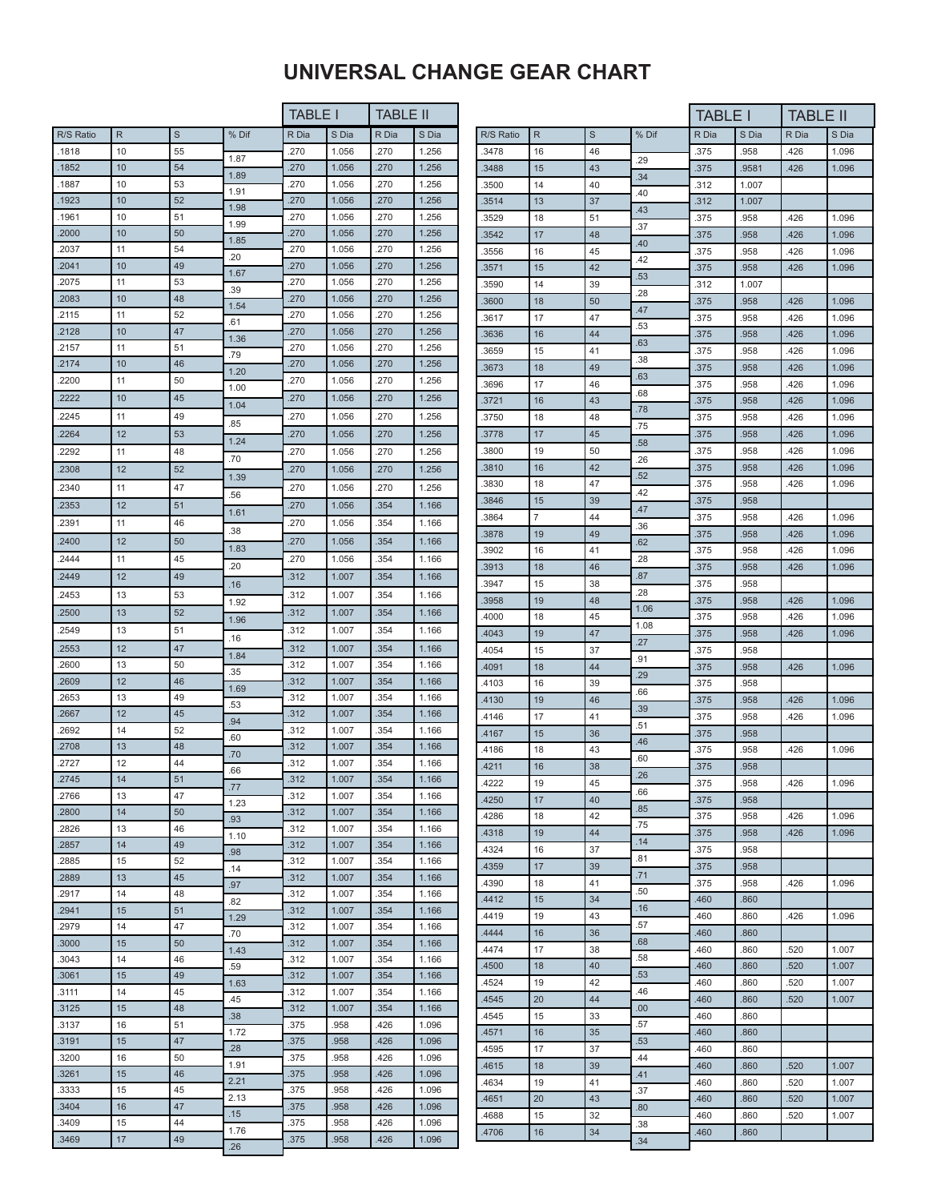# UNIVERSAL CHANGE GEAR CHART

| R/S Ratio | R | S | % Dif | TABLE I | | TABLE II | |
|---|---|---|---|---|---|---|---|
| | | | | R Dia | S Dia | R Dia | S Dia |
| .1818 | 10 | 55 | 1.87 | .270 | 1.056 | .270 | 1.256 |
| .1852 | 10 | 54 | 1.89 | .270 | 1.056 | .270 | 1.256 |
| .1887 | 10 | 53 | 1.91 | .270 | 1.056 | .270 | 1.256 |
| .1923 | 10 | 52 | 1.98 | .270 | 1.056 | .270 | 1.256 |
| .1961 | 10 | 51 | 1.99 | .270 | 1.056 | .270 | 1.256 |
| .2000 | 10 | 50 | 1.85 | .270 | 1.056 | .270 | 1.256 |
| .2037 | 11 | 54 | .20 | .270 | 1.056 | .270 | 1.256 |
| .2041 | 10 | 49 | 1.67 | .270 | 1.056 | .270 | 1.256 |
| .2075 | 11 | 53 | .39 | .270 | 1.056 | .270 | 1.256 |
| .2083 | 10 | 48 | 1.54 | .270 | 1.056 | .270 | 1.256 |
| .2115 | 11 | 52 | .61 | .270 | 1.056 | .270 | 1.256 |
| .2128 | 10 | 47 | 1.36 | .270 | 1.056 | .270 | 1.256 |
| .2157 | 11 | 51 | .79 | .270 | 1.056 | .270 | 1.256 |
| .2174 | 10 | 46 | 1.20 | .270 | 1.056 | .270 | 1.256 |
| .2200 | 11 | 50 | 1.00 | .270 | 1.056 | .270 | 1.256 |
| .2222 | 10 | 45 | 1.04 | .270 | 1.056 | .270 | 1.256 |
| .2245 | 11 | 49 | .85 | .270 | 1.056 | .270 | 1.256 |
| .2264 | 12 | 53 | 1.24 | .270 | 1.056 | .270 | 1.256 |
| .2292 | 11 | 48 | .70 | .270 | 1.056 | .270 | 1.256 |
| .2308 | 12 | 52 | 1.39 | .270 | 1.056 | .270 | 1.256 |
| .2340 | 11 | 47 | .56 | .270 | 1.056 | .270 | 1.256 |
| .2353 | 12 | 51 | 1.61 | .270 | 1.056 | .354 | 1.166 |
| .2391 | 11 | 46 | .38 | .270 | 1.056 | .354 | 1.166 |
| .2400 | 12 | 50 | 1.83 | .270 | 1.056 | .354 | 1.166 |
| .2444 | 11 | 45 | .20 | .270 | 1.056 | .354 | 1.166 |
| .2449 | 12 | 49 | .16 | .312 | 1.007 | .354 | 1.166 |
| .2453 | 13 | 53 | 1.92 | .312 | 1.007 | .354 | 1.166 |
| .2500 | 13 | 52 | 1.96 | .312 | 1.007 | .354 | 1.166 |
| .2549 | 13 | 51 | .16 | .312 | 1.007 | .354 | 1.166 |
| .2553 | 12 | 47 | 1.84 | .312 | 1.007 | .354 | 1.166 |
| .2600 | 13 | 50 | .35 | .312 | 1.007 | .354 | 1.166 |
| .2609 | 12 | 46 | 1.69 | .312 | 1.007 | .354 | 1.166 |
| .2653 | 13 | 49 | .53 | .312 | 1.007 | .354 | 1.166 |
| .2667 | 12 | 45 | .94 | .312 | 1.007 | .354 | 1.166 |
| .2692 | 14 | 52 | .60 | .312 | 1.007 | .354 | 1.166 |
| .2708 | 13 | 48 | .70 | .312 | 1.007 | .354 | 1.166 |
| .2727 | 12 | 44 | .66 | .312 | 1.007 | .354 | 1.166 |
| .2745 | 14 | 51 | .77 | .312 | 1.007 | .354 | 1.166 |
| .2766 | 13 | 47 | 1.23 | .312 | 1.007 | .354 | 1.166 |
| .2800 | 14 | 50 | .93 | .312 | 1.007 | .354 | 1.166 |
| .2826 | 13 | 46 | 1.10 | .312 | 1.007 | .354 | 1.166 |
| .2857 | 14 | 49 | .98 | .312 | 1.007 | .354 | 1.166 |
| .2885 | 15 | 52 | .14 | .312 | 1.007 | .354 | 1.166 |
| .2889 | 13 | 45 | .97 | .312 | 1.007 | .354 | 1.166 |
| .2917 | 14 | 48 | .82 | .312 | 1.007 | .354 | 1.166 |
| .2941 | 15 | 51 | 1.29 | .312 | 1.007 | .354 | 1.166 |
| .2979 | 14 | 47 | .70 | .312 | 1.007 | .354 | 1.166 |
| .3000 | 15 | 50 | 1.43 | .312 | 1.007 | .354 | 1.166 |
| .3043 | 14 | 46 | .59 | .312 | 1.007 | .354 | 1.166 |
| .3061 | 15 | 49 | 1.63 | .312 | 1.007 | .354 | 1.166 |
| .3111 | 14 | 45 | .45 | .312 | 1.007 | .354 | 1.166 |
| .3125 | 15 | 48 | .38 | .312 | 1.007 | .354 | 1.166 |
| .3137 | 16 | 51 | 1.72 | .375 | .958 | .426 | 1.096 |
| .3191 | 15 | 47 | .28 | .375 | .958 | .426 | 1.096 |
| .3200 | 16 | 50 | 1.91 | .375 | .958 | .426 | 1.096 |
| .3261 | 15 | 46 | 2.21 | .375 | .958 | .426 | 1.096 |
| .3333 | 15 | 45 | 2.13 | .375 | .958 | .426 | 1.096 |
| .3404 | 16 | 47 | .15 | .375 | .958 | .426 | 1.096 |
| .3409 | 15 | 44 | 1.76 | .375 | .958 | .426 | 1.096 |
| .3469 | 17 | 49 | .26 | .375 | .958 | .426 | 1.096 |
| .3478 | 16 | 46 | .29 | .375 | .958 | .426 | 1.096 |
| .3488 | 15 | 43 | .34 | .375 | .9581 | .426 | 1.096 |
| .3500 | 14 | 40 | .40 | .312 | 1.007 | | |
| .3514 | 13 | 37 | .43 | .312 | 1.007 | | |
| .3529 | 18 | 51 | .37 | .375 | .958 | .426 | 1.096 |
| .3542 | 17 | 48 | .40 | .375 | .958 | .426 | 1.096 |
| .3556 | 16 | 45 | .42 | .375 | .958 | .426 | 1.096 |
| .3571 | 15 | 42 | .53 | .375 | .958 | .426 | 1.096 |
| .3590 | 14 | 39 | .28 | .312 | 1.007 | | |
| .3600 | 18 | 50 | .47 | .375 | .958 | .426 | 1.096 |
| .3617 | 17 | 47 | .53 | .375 | .958 | .426 | 1.096 |
| .3636 | 16 | 44 | .63 | .375 | .958 | .426 | 1.096 |
| .3659 | 15 | 41 | .38 | .375 | .958 | .426 | 1.096 |
| .3673 | 18 | 49 | .63 | .375 | .958 | .426 | 1.096 |
| .3696 | 17 | 46 | .68 | .375 | .958 | .426 | 1.096 |
| .3721 | 16 | 43 | .78 | .375 | .958 | .426 | 1.096 |
| .3750 | 18 | 48 | .75 | .375 | .958 | .426 | 1.096 |
| .3778 | 17 | 45 | .58 | .375 | .958 | .426 | 1.096 |
| .3800 | 19 | 50 | .26 | .375 | .958 | .426 | 1.096 |
| .3810 | 16 | 42 | .52 | .375 | .958 | .426 | 1.096 |
| .3830 | 18 | 47 | .42 | .375 | .958 | .426 | 1.096 |
| .3846 | 15 | 39 | .47 | .375 | .958 | | |
| .3864 | 7 | 44 | .36 | .375 | .958 | .426 | 1.096 |
| .3878 | 19 | 49 | .62 | .375 | .958 | .426 | 1.096 |
| .3902 | 16 | 41 | .28 | .375 | .958 | .426 | 1.096 |
| .3913 | 18 | 46 | .87 | .375 | .958 | .426 | 1.096 |
| .3947 | 15 | 38 | .28 | .375 | .958 | | |
| .3958 | 19 | 48 | 1.06 | .375 | .958 | .426 | 1.096 |
| .4000 | 18 | 45 | 1.08 | .375 | .958 | .426 | 1.096 |
| .4043 | 19 | 47 | .27 | .375 | .958 | .426 | 1.096 |
| .4054 | 15 | 37 | .91 | .375 | .958 | | |
| .4091 | 18 | 44 | .29 | .375 | .958 | .426 | 1.096 |
| .4103 | 16 | 39 | .66 | .375 | .958 | | |
| .4130 | 19 | 46 | .39 | .375 | .958 | .426 | 1.096 |
| .4146 | 17 | 41 | .51 | .375 | .958 | .426 | 1.096 |
| .4167 | 15 | 36 | .46 | .375 | .958 | | |
| .4186 | 18 | 43 | .60 | .375 | .958 | .426 | 1.096 |
| .4211 | 16 | 38 | .26 | .375 | .958 | | |
| .4222 | 19 | 45 | .66 | .375 | .958 | .426 | 1.096 |
| .4250 | 17 | 40 | .85 | .375 | .958 | | |
| .4286 | 18 | 42 | .75 | .375 | .958 | .426 | 1.096 |
| .4318 | 19 | 44 | .14 | .375 | .958 | .426 | 1.096 |
| .4324 | 16 | 37 | .81 | .375 | .958 | | |
| .4359 | 17 | 39 | .71 | .375 | .958 | | |
| .4390 | 18 | 41 | .50 | .375 | .958 | .426 | 1.096 |
| .4412 | 15 | 34 | .16 | .460 | .860 | | |
| .4419 | 19 | 43 | .57 | .460 | .860 | .426 | 1.096 |
| .4444 | 16 | 36 | .68 | .460 | .860 | | |
| .4474 | 17 | 38 | .58 | .460 | .860 | .520 | 1.007 |
| .4500 | 18 | 40 | .53 | .460 | .860 | .520 | 1.007 |
| .4524 | 19 | 42 | .46 | .460 | .860 | .520 | 1.007 |
| .4545 | 20 | 44 | .00 | .460 | .860 | .520 | 1.007 |
| .4545 | 15 | 33 | .57 | .460 | .860 | | |
| .4571 | 16 | 35 | .53 | .460 | .860 | | |
| .4595 | 17 | 37 | .44 | .460 | .860 | | |
| .4615 | 18 | 39 | .41 | .460 | .860 | .520 | 1.007 |
| .4634 | 19 | 41 | .37 | .460 | .860 | .520 | 1.007 |
| .4651 | 20 | 43 | .80 | .460 | .860 | .520 | 1.007 |
| .4688 | 15 | 32 | .38 | .460 | .860 | .520 | 1.007 |
| .4706 | 16 | 34 | .34 | .460 | .860 | | |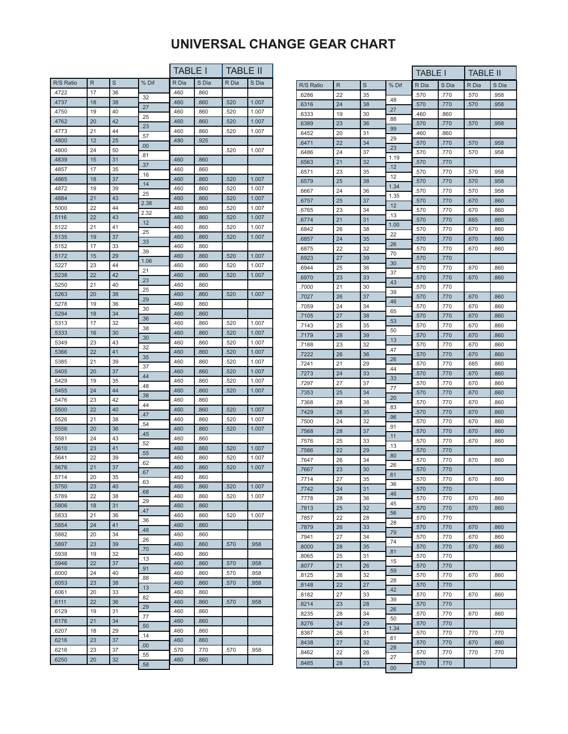# UNIVERSAL CHANGE GEAR CHART

| R/S Ratio | R | S | % Dif | TABLE I | | TABLE II | |
|---|---|---|---|---|---|---|---|
| | | | | R Dia | S Dia | R Dia | S Dia |
| .4722 | 17 | 36 | .32 | .460 | .860 | | |
| .4737 | 18 | 38 | .27 | .460 | .860 | .520 | 1.007 |
| .4750 | 19 | 40 | .25 | .460 | .860 | .520 | 1.007 |
| .4762 | 20 | 42 | .23 | .460 | .860 | .520 | 1.007 |
| .4773 | 21 | 44 | .57 | .460 | .860 | .520 | 1.007 |
| .4800 | 12 | 25 | .00 | .480 | .925 | | |
| .4800 | 24 | 50 | .81 | | | .520 | 1.007 |
| .4839 | 15 | 31 | .37 | .460 | .860 | | |
| .4857 | 17 | 35 | .16 | .460 | .860 | | |
| .4865 | 18 | 37 | .14 | .460 | .860 | .520 | 1.007 |
| .4872 | 19 | 39 | .25 | .460 | .860 | .520 | 1.007 |
| .4884 | 21 | 43 | 2.38 | .460 | .860 | .520 | 1.007 |
| .5000 | 22 | 44 | 2.32 | .460 | .860 | .520 | 1.007 |
| .5116 | 22 | 43 | .12 | .460 | .860 | .520 | 1.007 |
| .5122 | 21 | 41 | .25 | .460 | .860 | .520 | 1.007 |
| .5135 | 19 | 37 | .33 | .460 | .860 | .520 | 1.007 |
| .5152 | 17 | 33 | .39 | .460 | .860 | | |
| .5172 | 15 | 29 | 1.06 | .460 | .860 | .520 | 1.007 |
| .5227 | 23 | 44 | .21 | .460 | .860 | .520 | 1.007 |
| .5238 | 22 | 42 | .23 | .460 | .860 | .520 | 1.007 |
| .5250 | 21 | 40 | .25 | .460 | .860 | | |
| .5263 | 20 | 38 | .29 | .460 | .860 | .520 | 1.007 |
| .5278 | 19 | 36 | .30 | .460 | .860 | | |
| .5294 | 18 | 34 | .36 | .460 | .860 | | |
| .5313 | 17 | 32 | .38 | .460 | .860 | .520 | 1.007 |
| .5333 | 16 | 30 | .30 | .460 | .860 | .520 | 1.007 |
| .5349 | 23 | 43 | .32 | .460 | .860 | .520 | 1.007 |
| .5366 | 22 | 41 | .35 | .460 | .860 | .520 | 1.007 |
| .5385 | 21 | 39 | .37 | .460 | .860 | .520 | 1.007 |
| .5405 | 20 | 37 | .44 | .460 | .860 | .520 | 1.007 |
| .5429 | 19 | 35 | .48 | .460 | .860 | .520 | 1.007 |
| .5455 | 24 | 44 | .38 | .460 | .860 | .520 | 1.007 |
| .5476 | 23 | 42 | .44 | .460 | .860 | | |
| .5500 | 22 | 40 | .47 | .460 | .860 | .520 | 1.007 |
| .5526 | 21 | 38 | .54 | .460 | .860 | .520 | 1.007 |
| .5556 | 20 | 36 | .45 | .460 | .860 | .520 | 1.007 |
| .5581 | 24 | 43 | .52 | .460 | .860 | | |
| .5610 | 23 | 41 | .55 | .460 | .860 | .520 | 1.007 |
| .5641 | 22 | 39 | .62 | .460 | .860 | .520 | 1.007 |
| .5676 | 21 | 37 | .67 | .460 | .860 | .520 | 1.007 |
| .5714 | 20 | 35 | .63 | .460 | .860 | | |
| .5750 | 23 | 40 | .68 | .460 | .860 | .520 | 1.007 |
| .5789 | 22 | 38 | .29 | .460 | .860 | .520 | 1.007 |
| .5806 | 18 | 31 | .47 | .460 | .860 | | |
| .5833 | 21 | 36 | .36 | .460 | .860 | .520 | 1.007 |
| .5854 | 24 | 41 | .48 | .460 | .860 | | |
| .5882 | 20 | 34 | .26 | .460 | .860 | | |
| .5897 | 23 | 39 | .70 | .460 | .860 | .570 | .958 |
| .5938 | 19 | 32 | .13 | .460 | .860 | | |
| .5946 | 22 | 37 | .91 | .460 | .860 | .570 | .958 |
| .6000 | 24 | 40 | .88 | .460 | .860 | .570 | .958 |
| .6053 | 23 | 38 | .13 | .460 | .860 | .570 | .958 |
| .6061 | 20 | 33 | .82 | .460 | .860 | | |
| .6111 | 22 | 36 | .29 | .460 | .860 | .570 | .958 |
| .6129 | 19 | 31 | .77 | .460 | .860 | | |
| .6176 | 21 | 34 | .50 | .460 | .860 | | |
| .6207 | 18 | 29 | .14 | .460 | .860 | | |
| .6216 | 23 | 37 | .00 | .460 | .860 | | |
| .6216 | 23 | 37 | .55 | .570 | .770 | .570 | .958 |
| .6250 | 20 | 32 | .58 | .460 | .860 | | |
| .6286 | 22 | 35 | .48 | .570 | .770 | .570 | .958 |
| .6316 | 24 | 38 | .27 | .570 | .770 | .570 | .958 |
| .6333 | 19 | 30 | .88 | .460 | .860 | | |
| .6389 | 23 | 36 | .99 | .570 | .770 | .570 | .958 |
| .6452 | 20 | 31 | .29 | .460 | .860 | | |
| .6471 | 22 | 34 | .23 | .570 | .770 | .570 | .958 |
| .6486 | 24 | 37 | 1.19 | .570 | .770 | .570 | .958 |
| .6563 | 21 | 32 | .12 | .570 | .770 | | |
| .6571 | 23 | 35 | .12 | .570 | .770 | .570 | .958 |
| .6579 | 25 | 38 | 1.34 | .570 | .770 | .570 | .958 |
| .6667 | 24 | 36 | 1.35 | .570 | .770 | .570 | .958 |
| .6757 | 25 | 37 | .12 | .570 | .770 | .670 | .860 |
| .6765 | 23 | 34 | .13 | .570 | .770 | .670 | .860 |
| .6774 | 21 | 31 | 1.00 | .570 | .770 | .685 | .860 |
| .6842 | 26 | 38 | .22 | .570 | .770 | .670 | .860 |
| .6857 | 24 | 35 | .26 | .570 | .770 | .670 | .860 |
| .6875 | 22 | 32 | .70 | .570 | .770 | .670 | .860 |
| .6923 | 27 | 39 | .30 | .570 | .770 | | |
| .6944 | 25 | 36 | .37 | .570 | .770 | .670 | .860 |
| .6970 | 23 | 33 | .43 | .570 | .770 | .670 | .860 |
| .7000 | 21 | 30 | .39 | .570 | .770 | | |
| .7027 | 26 | 37 | .46 | .570 | .770 | .670 | .860 |
| .7059 | 24 | 34 | .65 | .570 | .770 | .670 | .860 |
| .7105 | 27 | 38 | .53 | .570 | .770 | .670 | .860 |
| .7143 | 25 | 35 | .50 | .570 | .770 | .670 | .860 |
| .7179 | 28 | 39 | .13 | .570 | .770 | .670 | .860 |
| .7188 | 23 | 32 | .47 | .570 | .770 | .670 | .860 |
| .7222 | 26 | 36 | .26 | .570 | .770 | .670 | .860 |
| .7241 | 21 | 29 | .44 | .570 | .770 | .685 | .860 |
| .7273 | 24 | 33 | .33 | .570 | .770 | .670 | .860 |
| .7297 | 27 | 37 | .77 | .570 | .770 | .670 | .860 |
| .7353 | 25 | 34 | .20 | .570 | .770 | .670 | .860 |
| .7368 | 28 | 38 | .83 | .570 | .770 | .670 | .860 |
| .7429 | 26 | 35 | .96 | .570 | .770 | .670 | .860 |
| .7500 | 24 | 32 | .91 | .570 | .770 | .670 | .860 |
| .7568 | 28 | 37 | .11 | .570 | .770 | .670 | .860 |
| .7576 | 25 | 33 | .13 | .570 | .770 | .670 | .860 |
| .7586 | 22 | 29 | .80 | .570 | .770 | | |
| .7647 | 26 | 34 | .26 | .570 | .770 | .670 | .860 |
| .7667 | 23 | 30 | .61 | .570 | .770 | | |
| .7714 | 27 | 35 | .36 | .570 | .770 | .670 | .860 |
| .7742 | 24 | 31 | .46 | .570 | .770 | | |
| .7778 | 28 | 36 | .45 | .570 | .770 | .670 | .860 |
| .7813 | 25 | 32 | .56 | .570 | .770 | .670 | .860 |
| .7857 | 22 | 28 | .28 | .570 | .770 | | |
| .7879 | 26 | 33 | .79 | .570 | .770 | .670 | .860 |
| .7941 | 27 | 34 | .74 | .570 | .770 | .670 | .860 |
| .8000 | 28 | 35 | .81 | .570 | .770 | .670 | .860 |
| .8065 | 25 | 31 | .15 | .570 | .770 | | |
| .8077 | 21 | 26 | .59 | .570 | .770 | | |
| .8125 | 26 | 32 | .28 | .570 | .770 | .670 | .860 |
| .8148 | 22 | 27 | .42 | .570 | .770 | | |
| .8182 | 27 | 33 | .39 | .570 | .770 | .670 | .860 |
| .8214 | 23 | 28 | .26 | .570 | .770 | | |
| .8235 | 28 | 34 | .50 | .570 | .770 | .670 | .860 |
| .8276 | 24 | 29 | 1.34 | .570 | .770 | | |
| .8387 | 26 | 31 | .61 | .570 | .770 | .770 | .770 |
| .8438 | 27 | 32 | .28 | .570 | .770 | .670 | .860 |
| .8462 | 22 | 26 | .27 | .570 | .770 | .770 | .770 |
| .8485 | 28 | 33 | .00 | .570 | .770 | | |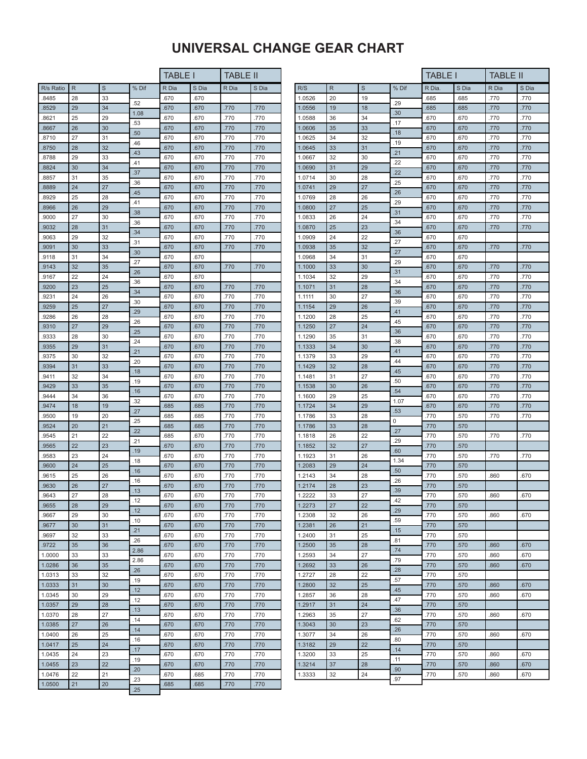# UNIVERSAL CHANGE GEAR CHART

| R/s Ratio | R | S | % Dif | TABLE I | | TABLE II | |
|---|---|---|---|---|---|---|---|
| | | | | R Dia | S Dia | R Dia | S Dia |
| .8485 | 28 | 33 | .52 | .670 | .670 | | |
| .8529 | 29 | 34 | 1.08 | .670 | .670 | .770 | .770 |
| .8621 | 25 | 29 | .53 | .670 | .670 | .770 | .770 |
| .8667 | 26 | 30 | .50 | .670 | .670 | .770 | .770 |
| .8710 | 27 | 31 | .46 | .670 | .670 | .770 | .770 |
| .8750 | 28 | 32 | .43 | .670 | .670 | .770 | .770 |
| .8788 | 29 | 33 | .41 | .670 | .670 | .770 | .770 |
| .8824 | 30 | 34 | .37 | .670 | .670 | .770 | .770 |
| .8857 | 31 | 35 | .36 | .670 | .670 | .770 | .770 |
| .8889 | 24 | 27 | .45 | .670 | .670 | .770 | .770 |
| .8929 | 25 | 28 | .41 | .670 | .670 | .770 | .770 |
| .8966 | 26 | 29 | .38 | .670 | .670 | .770 | .770 |
| .9000 | 27 | 30 | .36 | .670 | .670 | .770 | .770 |
| .9032 | 28 | 31 | .34 | .670 | .670 | .770 | .770 |
| .9063 | 29 | 32 | .31 | .670 | .670 | .770 | .770 |
| .9091 | 30 | 33 | .30 | .670 | .670 | .770 | .770 |
| .9118 | 31 | 34 | .27 | .670 | .670 | | |
| .9143 | 32 | 35 | .26 | .670 | .670 | .770 | .770 |
| .9167 | 22 | 24 | .36 | .670 | .670 | | |
| .9200 | 23 | 25 | .34 | .670 | .670 | .770 | .770 |
| .9231 | 24 | 26 | .30 | .670 | .670 | .770 | .770 |
| .9259 | 25 | 27 | .29 | .670 | .670 | .770 | .770 |
| .9286 | 26 | 28 | .26 | .670 | .670 | .770 | .770 |
| .9310 | 27 | 29 | .25 | .670 | .670 | .770 | .770 |
| .9333 | 28 | 30 | .24 | .670 | .670 | .770 | .770 |
| .9355 | 29 | 31 | .21 | .670 | .670 | .770 | .770 |
| .9375 | 30 | 32 | .20 | .670 | .670 | .770 | .770 |
| .9394 | 31 | 33 | .18 | .670 | .670 | .770 | .770 |
| .9411 | 32 | 34 | .19 | .670 | .670 | .770 | .770 |
| .9429 | 33 | 35 | .16 | .670 | .670 | .770 | .770 |
| .9444 | 34 | 36 | .32 | .670 | .670 | .770 | .770 |
| .9474 | 18 | 19 | .27 | .685 | .685 | .770 | .770 |
| .9500 | 19 | 20 | .25 | .685 | .685 | .770 | .770 |
| .9524 | 20 | 21 | .22 | .685 | .685 | .770 | .770 |
| .9545 | 21 | 22 | .21 | .685 | .670 | .770 | .770 |
| .9565 | 22 | 23 | .19 | .670 | .670 | .770 | .770 |
| .9583 | 23 | 24 | .18 | .670 | .670 | .770 | .770 |
| .9600 | 24 | 25 | .16 | .670 | .670 | .770 | .770 |
| .9615 | 25 | 26 | .16 | .670 | .670 | .770 | .770 |
| .9630 | 26 | 27 | .13 | .670 | .670 | .770 | .770 |
| .9643 | 27 | 28 | .12 | .670 | .670 | .770 | .770 |
| .9655 | 28 | 29 | .12 | .670 | .670 | .770 | .770 |
| .9667 | 29 | 30 | .10 | .670 | .670 | .770 | .770 |
| .9677 | 30 | 31 | .21 | .670 | .670 | .770 | .770 |
| .9697 | 32 | 33 | .26 | .670 | .670 | .770 | .770 |
| .9722 | 35 | 36 | 2.86 | .670 | .670 | .770 | .770 |
| 1.0000 | 33 | 33 | 2.86 | .670 | .670 | .770 | .770 |
| 1.0286 | 36 | 35 | .26 | .670 | .670 | .770 | .770 |
| 1.0313 | 33 | 32 | .19 | .670 | .670 | .770 | .770 |
| 1.0333 | 31 | 30 | .12 | .670 | .670 | .770 | .770 |
| 1.0345 | 30 | 29 | .12 | .670 | .670 | .770 | .770 |
| 1.0357 | 29 | 28 | .13 | .670 | .670 | .770 | .770 |
| 1.0370 | 28 | 27 | .14 | .670 | .670 | .770 | .770 |
| 1.0385 | 27 | 26 | .14 | .670 | .670 | .770 | .770 |
| 1.0400 | 26 | 25 | .16 | .670 | .670 | .770 | .770 |
| 1.0417 | 25 | 24 | .17 | .670 | .670 | .770 | .770 |
| 1.0435 | 24 | 23 | .19 | .670 | .670 | .770 | .770 |
| 1.0455 | 23 | 22 | .20 | .670 | .670 | .770 | .770 |
| 1.0476 | 22 | 21 | .23 | .670 | .685 | .770 | .770 |
| 1.0500 | 21 | 20 | .25 | .685 | .685 | .770 | .770 |

| R/S | R | S | % Dif | TABLE I | | TABLE II | |
|---|---|---|---|---|---|---|---|
| | | | | R Dia. | S Dia | R Dia | S Dia |
| 1.0526 | 20 | 19 | .29 | .685 | .685 | .770 | .770 |
| 1.0556 | 19 | 18 | .30 | .685 | .685 | .770 | .770 |
| 1.0588 | 36 | 34 | .17 | .670 | .670 | .770 | .770 |
| 1.0606 | 35 | 33 | .18 | .670 | .670 | .770 | .770 |
| 1.0625 | 34 | 32 | .19 | .670 | .670 | .770 | .770 |
| 1.0645 | 33 | 31 | .21 | .670 | .670 | .770 | .770 |
| 1.0667 | 32 | 30 | .22 | .670 | .670 | .770 | .770 |
| 1.0690 | 31 | 29 | .22 | .670 | .670 | .770 | .770 |
| 1.0714 | 30 | 28 | .25 | .670 | .670 | .770 | .770 |
| 1.0741 | 29 | 27 | .26 | .670 | .670 | .770 | .770 |
| 1.0769 | 28 | 26 | .29 | .670 | .670 | .770 | .770 |
| 1.0800 | 27 | 25 | .31 | .670 | .670 | .770 | .770 |
| 1.0833 | 26 | 24 | .34 | .670 | .670 | .770 | .770 |
| 1.0870 | 25 | 23 | .36 | .670 | .670 | .770 | .770 |
| 1.0909 | 24 | 22 | .27 | .670 | .670 | | |
| 1.0938 | 35 | 32 | .27 | .670 | .670 | .770 | .770 |
| 1.0968 | 34 | 31 | .29 | .670 | .670 | | |
| 1.1000 | 33 | 30 | .31 | .670 | .670 | .770 | .770 |
| 1.1034 | 32 | 29 | .34 | .670 | .670 | .770 | .770 |
| 1.1071 | 31 | 28 | .36 | .670 | .670 | .770 | .770 |
| 1.1111 | 30 | 27 | .39 | .670 | .670 | .770 | .770 |
| 1.1154 | 29 | 26 | .41 | .670 | .670 | .770 | .770 |
| 1.1200 | 28 | 25 | .45 | .670 | .670 | .770 | .770 |
| 1.1250 | 27 | 24 | .36 | .670 | .670 | .770 | .770 |
| 1.1290 | 35 | 31 | .38 | .670 | .670 | .770 | .770 |
| 1.1333 | 34 | 30 | .41 | .670 | .670 | .770 | .770 |
| 1.1379 | 33 | 29 | .44 | .670 | .670 | .770 | .770 |
| 1.1429 | 32 | 28 | .45 | .670 | .670 | .770 | .770 |
| 1.1481 | 31 | 27 | .50 | .670 | .670 | .770 | .770 |
| 1.1538 | 30 | 26 | .54 | .670 | .670 | .770 | .770 |
| 1.1600 | 29 | 25 | 1.07 | .670 | .670 | .770 | .770 |
| 1.1724 | 34 | 29 | .53 | .670 | .670 | .770 | .770 |
| 1.1786 | 33 | 28 | 0 | .770 | .570 | .770 | .770 |
| 1.1786 | 33 | 28 | .27 | .770 | .570 | | |
| 1.1818 | 26 | 22 | .29 | .770 | .570 | .770 | .770 |
| 1.1852 | 32 | 27 | .60 | .770 | .570 | | |
| 1.1923 | 31 | 26 | 1.34 | .770 | .570 | .770 | .770 |
| 1.2083 | 29 | 24 | .50 | .770 | .570 | | |
| 1.2143 | 34 | 28 | .26 | .770 | .570 | .860 | .670 |
| 1.2174 | 28 | 23 | .39 | .770 | .570 | | |
| 1.2222 | 33 | 27 | .42 | .770 | .570 | .860 | .670 |
| 1.2273 | 27 | 22 | .29 | .770 | .570 | | |
| 1.2308 | 32 | 26 | .59 | .770 | .570 | .860 | .670 |
| 1.2381 | 26 | 21 | .15 | .770 | .570 | | |
| 1.2400 | 31 | 25 | .81 | .770 | .570 | | |
| 1.2500 | 35 | 28 | .74 | .770 | .570 | .860 | .670 |
| 1.2593 | 34 | 27 | .79 | .770 | .570 | .860 | .670 |
| 1.2692 | 33 | 26 | .28 | .770 | .570 | .860 | .670 |
| 1.2727 | 28 | 22 | .57 | .770 | .570 | | |
| 1.2800 | 32 | 25 | .45 | .770 | .570 | .860 | .670 |
| 1.2857 | 36 | 28 | .47 | .770 | .570 | .860 | .670 |
| 1.2917 | 31 | 24 | .36 | .770 | .570 | | |
| 1.2963 | 35 | 27 | .62 | .770 | .570 | .860 | .670 |
| 1.3043 | 30 | 23 | .26 | .770 | .570 | | |
| 1.3077 | 34 | 26 | .80 | .770 | .570 | .860 | .670 |
| 1.3182 | 29 | 22 | .14 | .770 | .570 | | |
| 1.3200 | 33 | 25 | .11 | .770 | .570 | .860 | .670 |
| 1.3214 | 37 | 28 | .90 | .770 | .570 | .860 | .670 |
| 1.3333 | 32 | 24 | .97 | .770 | .570 | .860 | .670 |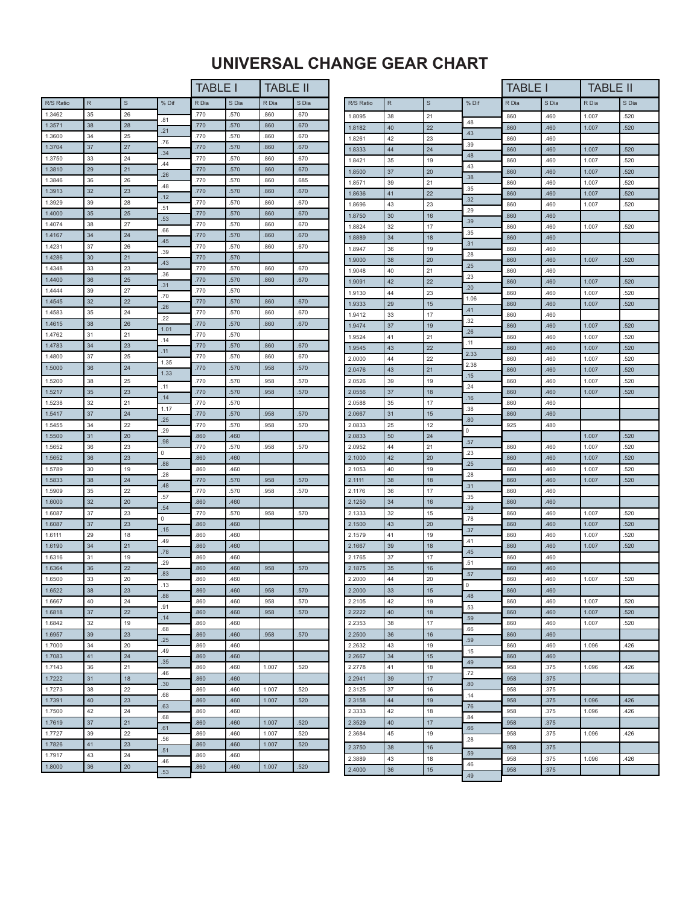# UNIVERSAL CHANGE GEAR CHART

| | | | | TABLE I | | TABLE II | |
|---|---|---|---|---|---|---|---|
| R/S Ratio | R | S | % Dif | R Dia | S Dia | R Dia | S Dia |
| 1.3462 | 35 | 26 | .81 | .770 | .570 | .860 | .670 |
| 1.3571 | 38 | 28 | .21 | .770 | .570 | .860 | .670 |
| 1.3600 | 34 | 25 | .76 | .770 | .570 | .860 | .670 |
| 1.3704 | 37 | 27 | .34 | .770 | .570 | .860 | .670 |
| 1.3750 | 33 | 24 | .44 | .770 | .570 | .860 | .670 |
| 1.3810 | 29 | 21 | .26 | .770 | .570 | .860 | .670 |
| 1.3846 | 36 | 26 | .48 | .770 | .570 | .860 | .685 |
| 1.3913 | 32 | 23 | .12 | .770 | .570 | .860 | .670 |
| 1.3929 | 39 | 28 | .51 | .770 | .570 | .860 | .670 |
| 1.4000 | 35 | 25 | .53 | .770 | .570 | .860 | .670 |
| 1.4074 | 38 | 27 | .66 | .770 | .570 | .860 | .670 |
| 1.4167 | 34 | 24 | .45 | .770 | .570 | .860 | .670 |
| 1.4231 | 37 | 26 | .39 | .770 | .570 | .860 | .670 |
| 1.4286 | 30 | 21 | .43 | .770 | .570 | | |
| 1.4348 | 33 | 23 | .36 | .770 | .570 | .860 | .670 |
| 1.4400 | 36 | 25 | .31 | .770 | .570 | .860 | .670 |
| 1.4444 | 39 | 27 | .70 | .770 | .570 | | |
| 1.4545 | 32 | 22 | .26 | .770 | .570 | .860 | .670 |
| 1.4583 | 35 | 24 | .22 | .770 | .570 | .860 | .670 |
| 1.4615 | 38 | 26 | 1.01 | .770 | .570 | .860 | .670 |
| 1.4762 | 31 | 21 | .14 | .770 | .570 | | |
| 1.4783 | 34 | 23 | .11 | .770 | .570 | .860 | .670 |
| 1.4800 | 37 | 25 | 1.35 | .770 | .570 | .860 | .670 |
| 1.5000 | 36 | 24 | 1.33 | .770 | .570 | .958 | .570 |
| 1.5200 | 38 | 25 | .11 | .770 | .570 | .958 | .570 |
| 1.5217 | 35 | 23 | .14 | .770 | .570 | .958 | .570 |
| 1.5238 | 32 | 21 | 1.17 | .770 | .570 | | |
| 1.5417 | 37 | 24 | .25 | .770 | .570 | .958 | .570 |
| 1.5455 | 34 | 22 | .29 | .770 | .570 | .958 | .570 |
| 1.5500 | 31 | 20 | .98 | .860 | .460 | | |
| 1.5652 | 36 | 23 | 0 | .770 | .570 | .958 | .570 |
| 1.5652 | 36 | 23 | .88 | .860 | .460 | | |
| 1.5789 | 30 | 19 | .28 | .860 | .460 | | |
| 1.5833 | 38 | 24 | .48 | .770 | .570 | .958 | .570 |
| 1.5909 | 35 | 22 | .57 | .770 | .570 | .958 | .570 |
| 1.6000 | 32 | 20 | .54 | .860 | .460 | | |
| 1.6087 | 37 | 23 | 0 | .770 | .570 | .958 | .570 |
| 1.6087 | 37 | 23 | .15 | .860 | .460 | | |
| 1.6111 | 29 | 18 | .49 | .860 | .460 | | |
| 1.6190 | 34 | 21 | .78 | .860 | .460 | | |
| 1.6316 | 31 | 19 | .29 | .860 | .460 | | |
| 1.6364 | 36 | 22 | .83 | .860 | .460 | .958 | .570 |
| 1.6500 | 33 | 20 | .13 | .860 | .460 | | |
| 1.6522 | 38 | 23 | .88 | .860 | .460 | .958 | .570 |
| 1.6667 | 40 | 24 | .91 | .860 | .460 | .958 | .570 |
| 1.6818 | 37 | 22 | .14 | .860 | .460 | .958 | .570 |
| 1.6842 | 32 | 19 | .68 | .860 | .460 | | |
| 1.6957 | 39 | 23 | .25 | .860 | .460 | .958 | .570 |
| 1.7000 | 34 | 20 | .49 | .860 | .460 | | |
| 1.7083 | 41 | 24 | .35 | .860 | .460 | | |
| 1.7143 | 36 | 21 | .46 | .860 | .460 | 1.007 | .520 |
| 1.7222 | 31 | 18 | .30 | .860 | .460 | | |
| 1.7273 | 38 | 22 | .68 | .860 | .460 | 1.007 | .520 |
| 1.7391 | 40 | 23 | .63 | .860 | .460 | 1.007 | .520 |
| 1.7500 | 42 | 24 | .68 | .860 | .460 | | |
| 1.7619 | 37 | 21 | .61 | .860 | .460 | 1.007 | .520 |
| 1.7727 | 39 | 22 | .56 | .860 | .460 | 1.007 | .520 |
| 1.7826 | 41 | 23 | .51 | .860 | .460 | 1.007 | .520 |
| 1.7917 | 43 | 24 | .46 | .860 | .460 | | |
| 1.8000 | 36 | 20 | .53 | .860 | .460 | 1.007 | .520 |

| | | | | TABLE I | | TABLE II | |
|---|---|---|---|---|---|---|---|
| R/S Ratio | R | S | % Dif | R Dia | S Dia | R Dia | S Dia |
| 1.8095 | 38 | 21 | .48 | .860 | .460 | 1.007 | .520 |
| 1.8182 | 40 | 22 | .43 | .860 | .460 | 1.007 | .520 |
| 1.8261 | 42 | 23 | .39 | .860 | .460 | | |
| 1.8333 | 44 | 24 | .48 | .860 | .460 | 1.007 | .520 |
| 1.8421 | 35 | 19 | .43 | .860 | .460 | 1.007 | .520 |
| 1.8500 | 37 | 20 | .38 | .860 | .460 | 1.007 | .520 |
| 1.8571 | 39 | 21 | .35 | .860 | .460 | 1.007 | .520 |
| 1.8636 | 41 | 22 | .32 | .860 | .460 | 1.007 | .520 |
| 1.8696 | 43 | 23 | .29 | .860 | .460 | 1.007 | .520 |
| 1.8750 | 30 | 16 | .39 | .860 | .460 | | |
| 1.8824 | 32 | 17 | .35 | .860 | .460 | 1.007 | .520 |
| 1.8889 | 34 | 18 | .31 | .860 | .460 | | |
| 1.8947 | 36 | 19 | .28 | .860 | .460 | | |
| 1.9000 | 38 | 20 | .25 | .860 | .460 | 1.007 | .520 |
| 1.9048 | 40 | 21 | .23 | .860 | .460 | | |
| 1.9091 | 42 | 22 | .20 | .860 | .460 | 1.007 | .520 |
| 1.9130 | 44 | 23 | 1.06 | .860 | .460 | 1.007 | .520 |
| 1.9333 | 29 | 15 | .41 | .860 | .460 | 1.007 | .520 |
| 1.9412 | 33 | 17 | .32 | .860 | .460 | | |
| 1.9474 | 37 | 19 | .26 | .860 | .460 | 1.007 | .520 |
| 1.9524 | 41 | 21 | .11 | .860 | .460 | 1.007 | .520 |
| 1.9545 | 43 | 22 | 2.33 | .860 | .460 | 1.007 | .520 |
| 2.0000 | 44 | 22 | 2.38 | .860 | .460 | 1.007 | .520 |
| 2.0476 | 43 | 21 | .15 | .860 | .460 | 1.007 | .520 |
| 2.0526 | 39 | 19 | .24 | .860 | .460 | 1.007 | .520 |
| 2.0556 | 37 | 18 | .16 | .860 | .460 | 1.007 | .520 |
| 2.0588 | 35 | 17 | .38 | .860 | .460 | | |
| 2.0667 | 31 | 15 | .80 | .860 | .460 | | |
| 2.0833 | 25 | 12 | 0 | .925 | .480 | | |
| 2.0833 | 50 | 24 | .57 | | | 1.007 | .520 |
| 2.0952 | 44 | 21 | .23 | .860 | .460 | 1.007 | .520 |
| 2.1000 | 42 | 20 | .25 | .860 | .460 | 1.007 | .520 |
| 2.1053 | 40 | 19 | .28 | .860 | .460 | 1.007 | .520 |
| 2.1111 | 38 | 18 | .31 | .860 | .460 | 1.007 | .520 |
| 2.1176 | 36 | 17 | .35 | .860 | .460 | | |
| 2.1250 | 34 | 16 | .39 | .860 | .460 | | |
| 2.1333 | 32 | 15 | .78 | .860 | .460 | 1.007 | .520 |
| 2.1500 | 43 | 20 | .37 | .860 | .460 | 1.007 | .520 |
| 2.1579 | 41 | 19 | .41 | .860 | .460 | 1.007 | .520 |
| 2.1667 | 39 | 18 | .45 | .860 | .460 | 1.007 | .520 |
| 2.1765 | 37 | 17 | .51 | .860 | .460 | | |
| 2.1875 | 35 | 16 | .57 | .860 | .460 | | |
| 2.2000 | 44 | 20 | 0 | .860 | .460 | 1.007 | .520 |
| 2.2000 | 33 | 15 | .48 | .860 | .460 | | |
| 2.2105 | 42 | 19 | .53 | .860 | .460 | 1.007 | .520 |
| 2.2222 | 40 | 18 | .59 | .860 | .460 | 1.007 | .520 |
| 2.2353 | 38 | 17 | .66 | .860 | .460 | 1.007 | .520 |
| 2.2500 | 36 | 16 | .59 | .860 | .460 | | |
| 2.2632 | 43 | 19 | .15 | .860 | .460 | 1.096 | .426 |
| 2.2667 | 34 | 15 | .49 | .860 | .460 | | |
| 2.2778 | 41 | 18 | .72 | .958 | .375 | 1.096 | .426 |
| 2.2941 | 39 | 17 | .80 | .958 | .375 | | |
| 2.3125 | 37 | 16 | .14 | .958 | .375 | | |
| 2.3158 | 44 | 19 | .76 | .958 | .375 | 1.096 | .426 |
| 2.3333 | 42 | 18 | .84 | .958 | .375 | 1.096 | .426 |
| 2.3529 | 40 | 17 | .66 | .958 | .375 | | |
| 2.3684 | 45 | 19 | .28 | .958 | .375 | 1.096 | .426 |
| 2.3750 | 38 | 16 | .59 | .958 | .375 | | |
| 2.3889 | 43 | 18 | .46 | .958 | .375 | 1.096 | .426 |
| 2.4000 | 36 | 15 | .49 | .958 | .375 | | |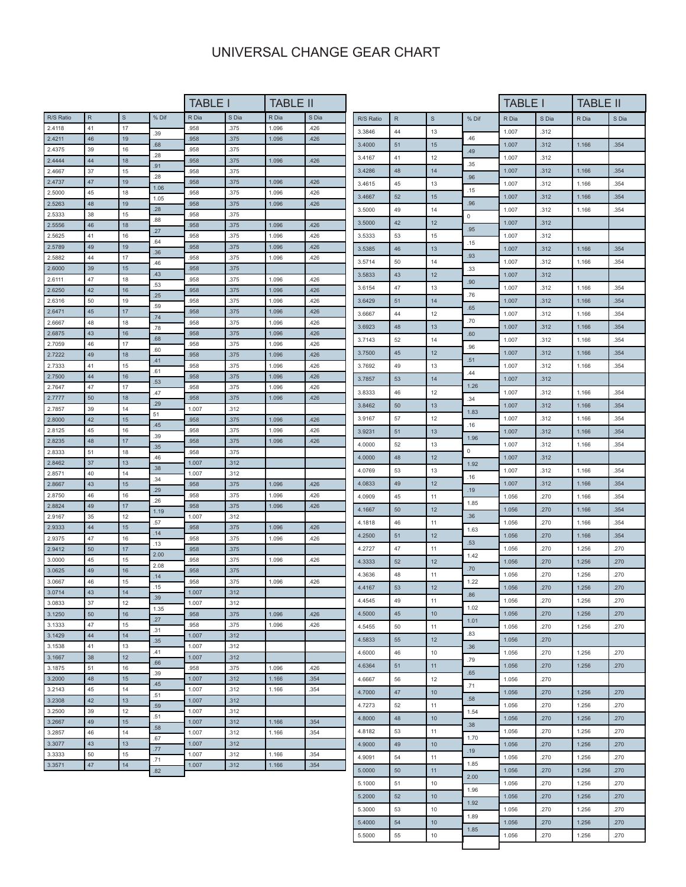# UNIVERSAL CHANGE GEAR CHART

| | | | | TABLE I | | TABLE II | |
|---|---|---|---|---|---|---|---|
| R/S Ratio | R | S | % Dif | R Dia | S Dia | R Dia | S Dia |
| 2.4118 | 41 | 17 | .39 | .958 | .375 | 1.096 | .426 |
| 2.4211 | 46 | 19 | .68 | .958 | .375 | 1.096 | .426 |
| 2.4375 | 39 | 16 | .28 | .958 | .375 | | |
| 2.4444 | 44 | 18 | .91 | .958 | .375 | 1.096 | .426 |
| 2.4667 | 37 | 15 | .28 | .958 | .375 | | |
| 2.4737 | 47 | 19 | 1.06 | .958 | .375 | 1.096 | .426 |
| 2.5000 | 45 | 18 | 1.05 | .958 | .375 | 1.096 | .426 |
| 2.5263 | 48 | 19 | .28 | .958 | .375 | 1.096 | .426 |
| 2.5333 | 38 | 15 | .88 | .958 | .375 | | |
| 2.5556 | 46 | 18 | .27 | .958 | .375 | 1.096 | .426 |
| 2.5625 | 41 | 16 | .64 | .958 | .375 | 1.096 | .426 |
| 2.5789 | 49 | 19 | .36 | .958 | .375 | 1.096 | .426 |
| 2.5882 | 44 | 17 | .46 | .958 | .375 | 1.096 | .426 |
| 2.6000 | 39 | 15 | .43 | .958 | .375 | | |
| 2.6111 | 47 | 18 | .53 | .958 | .375 | 1.096 | .426 |
| 2.6250 | 42 | 16 | .25 | .958 | .375 | 1.096 | .426 |
| 2.6316 | 50 | 19 | .59 | .958 | .375 | 1.096 | .426 |
| 2.6471 | 45 | 17 | .74 | .958 | .375 | 1.096 | .426 |
| 2.6667 | 48 | 18 | .78 | .958 | .375 | 1.096 | .426 |
| 2.6875 | 43 | 16 | .68 | .958 | .375 | 1.096 | .426 |
| 2.7059 | 46 | 17 | .60 | .958 | .375 | 1.096 | .426 |
| 2.7222 | 49 | 18 | .41 | .958 | .375 | 1.096 | .426 |
| 2.7333 | 41 | 15 | .61 | .958 | .375 | 1.096 | .426 |
| 2.7500 | 44 | 16 | .53 | .958 | .375 | 1.096 | .426 |
| 2.7647 | 47 | 17 | .47 | .958 | .375 | 1.096 | .426 |
| 2.7777 | 50 | 18 | .29 | .958 | .375 | 1.096 | .426 |
| 2.7857 | 39 | 14 | 51 | 1.007 | .312 | | |
| 2.8000 | 42 | 15 | .45 | .958 | .375 | 1.096 | .426 |
| 2.8125 | 45 | 16 | .39 | .958 | .375 | 1.096 | .426 |
| 2.8235 | 48 | 17 | .35 | .958 | .375 | 1.096 | .426 |
| 2.8333 | 51 | 18 | .46 | .958 | .375 | | |
| 2.8462 | 37 | 13 | .38 | 1.007 | .312 | | |
| 2.8571 | 40 | 14 | .34 | 1.007 | .312 | | |
| 2.8667 | 43 | 15 | .29 | .958 | .375 | 1.096 | .426 |
| 2.8750 | 46 | 16 | .26 | .958 | .375 | 1.096 | .426 |
| 2.8824 | 49 | 17 | 1.19 | .958 | .375 | 1.096 | .426 |
| 2.9167 | 35 | 12 | .57 | 1.007 | .312 | | |
| 2.9333 | 44 | 15 | .14 | .958 | .375 | 1.096 | .426 |
| 2.9375 | 47 | 16 | .13 | .958 | .375 | 1.096 | .426 |
| 2.9412 | 50 | 17 | 2.00 | .958 | .375 | | |
| 3.0000 | 45 | 15 | 2.08 | .958 | .375 | 1.096 | .426 |
| 3.0625 | 49 | 16 | .14 | .958 | .375 | | |
| 3.0667 | 46 | 15 | .15 | .958 | .375 | 1.096 | .426 |
| 3.0714 | 43 | 14 | .39 | 1.007 | .312 | | |
| 3.0833 | 37 | 12 | 1.35 | 1.007 | .312 | | |
| 3.1250 | 50 | 16 | .27 | .958 | .375 | 1.096 | .426 |
| 3.1333 | 47 | 15 | .31 | .958 | .375 | 1.096 | .426 |
| 3.1429 | 44 | 14 | .35 | 1.007 | .312 | | |
| 3.1538 | 41 | 13 | .41 | 1.007 | .312 | | |
| 3.1667 | 38 | 12 | .66 | 1.007 | .312 | | |
| 3.1875 | 51 | 16 | .39 | .958 | .375 | 1.096 | .426 |
| 3.2000 | 48 | 15 | .45 | 1.007 | .312 | 1.166 | .354 |
| 3.2143 | 45 | 14 | .51 | 1.007 | .312 | 1.166 | .354 |
| 3.2308 | 42 | 13 | .59 | 1.007 | .312 | | |
| 3.2500 | 39 | 12 | .51 | 1.007 | .312 | | |
| 3.2667 | 49 | 15 | .58 | 1.007 | .312 | 1.166 | .354 |
| 3.2857 | 46 | 14 | .67 | 1.007 | .312 | 1.166 | .354 |
| 3.3077 | 43 | 13 | .77 | 1.007 | .312 | | |
| 3.3333 | 50 | 15 | .71 | 1.007 | .312 | 1.166 | .354 |
| 3.3571 | 47 | 14 | .82 | 1.007 | .312 | 1.166 | .354 |

| | | | | TABLE I | | TABLE II | |
|---|---|---|---|---|---|---|---|
| R/S Ratio | R | S | % Dif | R Dia | S Dia | R Dia | S Dia |
| 3.3846 | 44 | 13 | .46 | 1.007 | .312 | | |
| 3.4000 | 51 | 15 | .49 | 1.007 | .312 | 1.166 | .354 |
| 3.4167 | 41 | 12 | .35 | 1.007 | .312 | | |
| 3.4286 | 48 | 14 | .96 | 1.007 | .312 | 1.166 | .354 |
| 3.4615 | 45 | 13 | .15 | 1.007 | .312 | 1.166 | .354 |
| 3.4667 | 52 | 15 | .96 | 1.007 | .312 | 1.166 | .354 |
| 3.5000 | 49 | 14 | 0 | 1.007 | .312 | 1.166 | .354 |
| 3.5000 | 42 | 12 | .95 | 1.007 | .312 | | |
| 3.5333 | 53 | 15 | .15 | 1.007 | .312 | | |
| 3.5385 | 46 | 13 | .93 | 1.007 | .312 | 1.166 | .354 |
| 3.5714 | 50 | 14 | .33 | 1.007 | .312 | 1.166 | .354 |
| 3.5833 | 43 | 12 | .90 | 1.007 | .312 | | |
| 3.6154 | 47 | 13 | .76 | 1.007 | .312 | 1.166 | .354 |
| 3.6429 | 51 | 14 | .65 | 1.007 | .312 | 1.166 | .354 |
| 3.6667 | 44 | 12 | .70 | 1.007 | .312 | 1.166 | .354 |
| 3.6923 | 48 | 13 | .60 | 1.007 | .312 | 1.166 | .354 |
| 3.7143 | 52 | 14 | .96 | 1.007 | .312 | 1.166 | .354 |
| 3.7500 | 45 | 12 | .51 | 1.007 | .312 | 1.166 | .354 |
| 3.7692 | 49 | 13 | .44 | 1.007 | .312 | 1.166 | .354 |
| 3.7857 | 53 | 14 | 1.26 | 1.007 | .312 | | |
| 3.8333 | 46 | 12 | .34 | 1.007 | .312 | 1.166 | .354 |
| 3.8462 | 50 | 13 | 1.83 | 1.007 | .312 | 1.166 | .354 |
| 3.9167 | 57 | 12 | .16 | 1.007 | .312 | 1.166 | .354 |
| 3.9231 | 51 | 13 | 1.96 | 1.007 | .312 | 1.166 | .354 |
| 4.0000 | 52 | 13 | 0 | 1.007 | .312 | 1.166 | .354 |
| 4.0000 | 48 | 12 | 1.92 | 1.007 | .312 | | |
| 4.0769 | 53 | 13 | .16 | 1.007 | .312 | 1.166 | .354 |
| 4.0833 | 49 | 12 | .19 | 1.007 | .312 | 1.166 | .354 |
| 4.0909 | 45 | 11 | 1.85 | 1.056 | .270 | 1.166 | .354 |
| 4.1667 | 50 | 12 | .36 | 1.056 | .270 | 1.166 | .354 |
| 4.1818 | 46 | 11 | 1.63 | 1.056 | .270 | 1.166 | .354 |
| 4.2500 | 51 | 12 | .53 | 1.056 | .270 | 1.166 | .354 |
| 4.2727 | 47 | 11 | 1.42 | 1.056 | .270 | 1.256 | .270 |
| 4.3333 | 52 | 12 | .70 | 1.056 | .270 | 1.256 | .270 |
| 4.3636 | 48 | 11 | 1.22 | 1.056 | .270 | 1.256 | .270 |
| 4.4167 | 53 | 12 | .86 | 1.056 | .270 | 1.256 | .270 |
| 4.4545 | 49 | 11 | 1.02 | 1.056 | .270 | 1.256 | .270 |
| 4.5000 | 45 | 10 | 1.01 | 1.056 | .270 | 1.256 | .270 |
| 4.5455 | 50 | 11 | .83 | 1.056 | .270 | 1.256 | .270 |
| 4.5833 | 55 | 12 | .36 | 1.056 | .270 | | |
| 4.6000 | 46 | 10 | .79 | 1.056 | .270 | 1.256 | .270 |
| 4.6364 | 51 | 11 | .65 | 1.056 | .270 | 1.256 | .270 |
| 4.6667 | 56 | 12 | .71 | 1.056 | .270 | | |
| 4.7000 | 47 | 10 | .58 | 1.056 | .270 | 1.256 | .270 |
| 4.7273 | 52 | 11 | 1.54 | 1.056 | .270 | 1.256 | .270 |
| 4.8000 | 48 | 10 | .38 | 1.056 | .270 | 1.256 | .270 |
| 4.8182 | 53 | 11 | 1.70 | 1.056 | .270 | 1.256 | .270 |
| 4.9000 | 49 | 10 | .19 | 1.056 | .270 | 1.256 | .270 |
| 4.9091 | 54 | 11 | 1.85 | 1.056 | .270 | 1.256 | .270 |
| 5.0000 | 50 | 11 | 2.00 | 1.056 | .270 | 1.256 | .270 |
| 5.1000 | 51 | 10 | 1.96 | 1.056 | .270 | 1.256 | .270 |
| 5.2000 | 52 | 10 | 1.92 | 1.056 | .270 | 1.256 | .270 |
| 5.3000 | 53 | 10 | 1.89 | 1.056 | .270 | 1.256 | .270 |
| 5.4000 | 54 | 10 | 1.85 | 1.056 | .270 | 1.256 | .270 |
| 5.5000 | 55 | 10 | | 1.056 | .270 | 1.256 | .270 |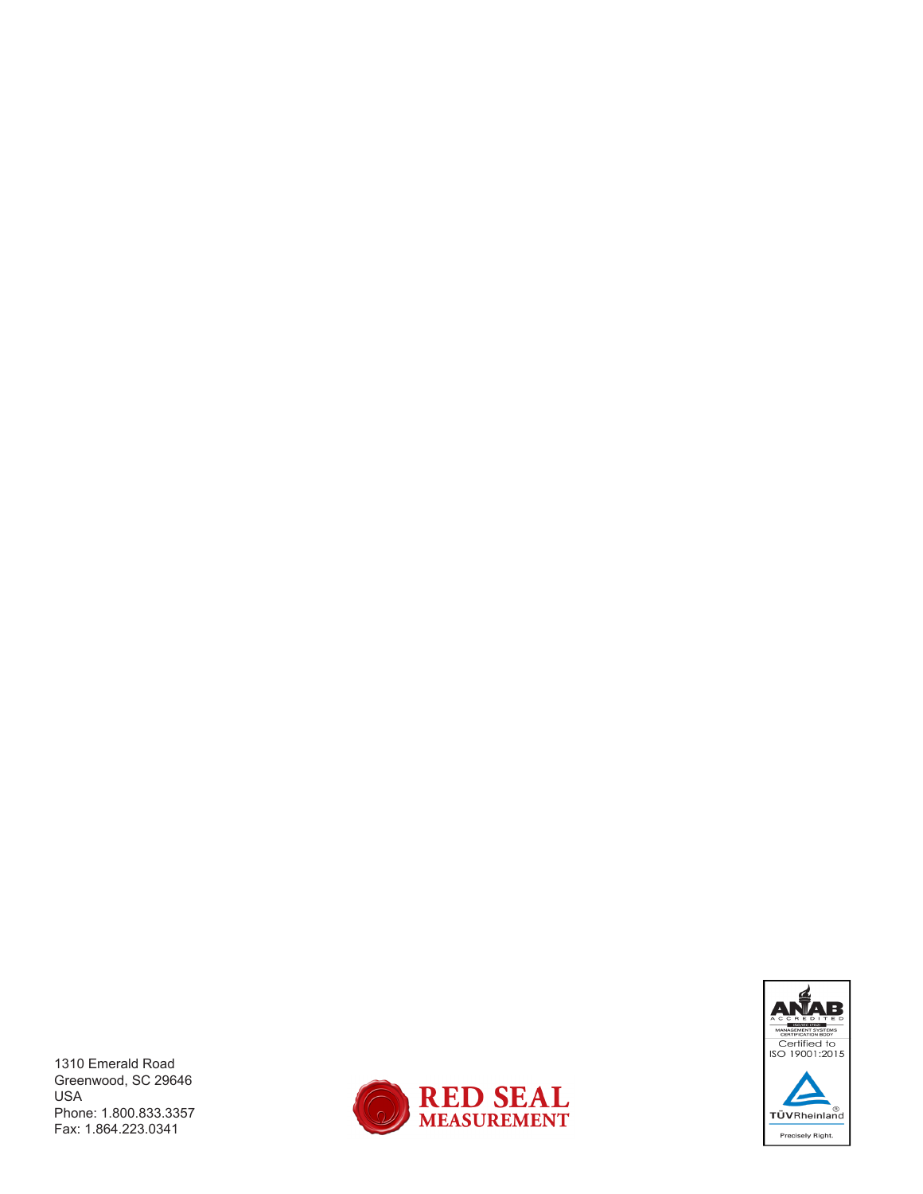1310 Emerald Road
Greenwood, SC 29646
USA
Phone: 1.800.833.3357
Fax: 1.864.223.0341

RED SEAL
MEASUREMENT

ANAB
ACCREDITED
MANAGEMENT SYSTEMS
CERTIFICATION BODY
Certified to
ISO 19001:2015

TÜVRheinland®
Precisely Right.